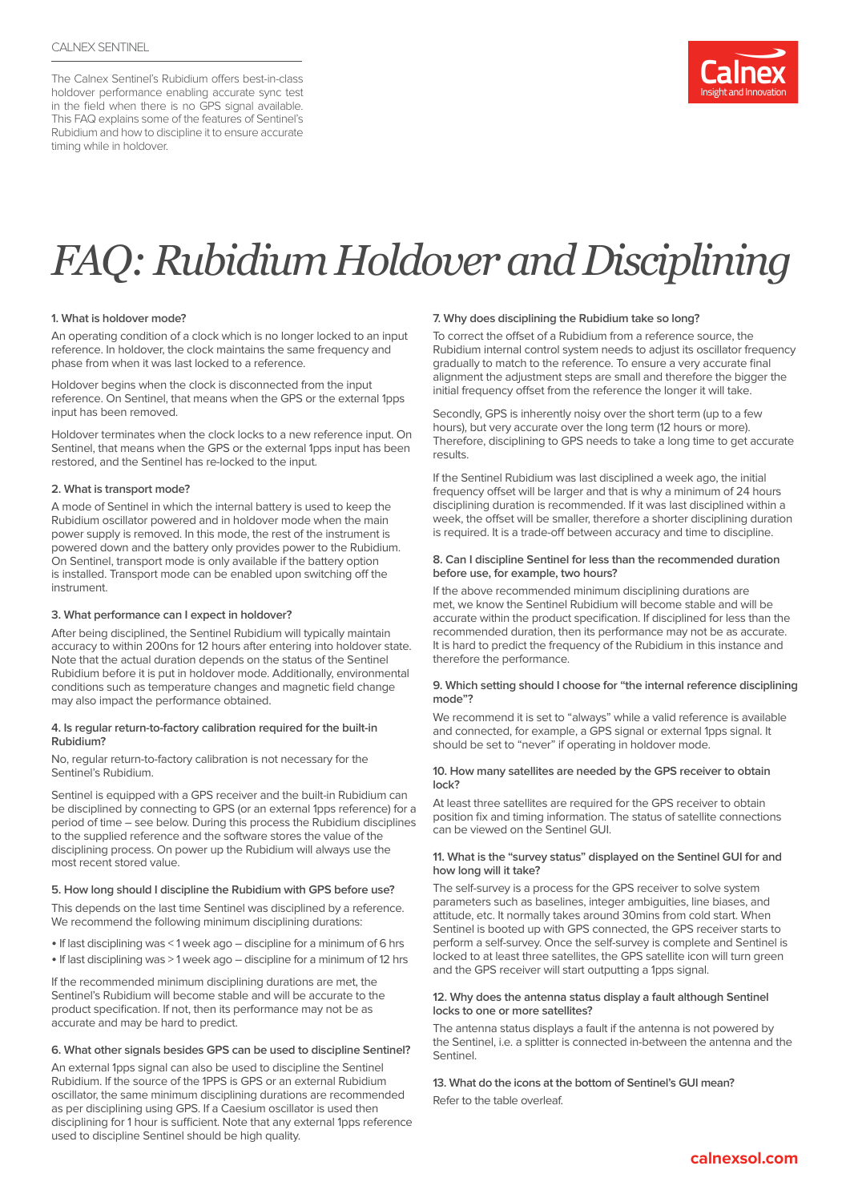CALNEX SENTINEL

The Calnex Sentinel's Rubidium offers best-in-class holdover performance enabling accurate sync test in the field when there is no GPS signal available. This FAQ explains some of the features of Sentinel's Rubidium and how to discipline it to ensure accurate timing while in holdover.

# *FAQ: Rubidium Holdover and Disciplining*

**1. What is holdover mode?**

An operating condition of a clock which is no longer locked to an input reference. In holdover, the clock maintains the same frequency and phase from when it was last locked to a reference.

Holdover begins when the clock is disconnected from the input reference. On Sentinel, that means when the GPS or the external 1pps input has been removed.

Holdover terminates when the clock locks to a new reference input. On Sentinel, that means when the GPS or the external 1pps input has been restored, and the Sentinel has re-locked to the input.

**2. What is transport mode?**

A mode of Sentinel in which the internal battery is used to keep the Rubidium oscillator powered and in holdover mode when the main power supply is removed. In this mode, the rest of the instrument is powered down and the battery only provides power to the Rubidium. On Sentinel, transport mode is only available if the battery option is installed. Transport mode can be enabled upon switching off the instrument.

**3. What performance can I expect in holdover?**

After being disciplined, the Sentinel Rubidium will typically maintain accuracy to within 200ns for 12 hours after entering into holdover state. Note that the actual duration depends on the status of the Sentinel Rubidium before it is put in holdover mode. Additionally, environmental conditions such as temperature changes and magnetic field change may also impact the performance obtained.

**4. Is regular return-to-factory calibration required for the built-in Rubidium?**

No, regular return-to-factory calibration is not necessary for the Sentinel's Rubidium.

Sentinel is equipped with a GPS receiver and the built-in Rubidium can be disciplined by connecting to GPS (or an external 1pps reference) for a period of time – see below. During this process the Rubidium disciplines to the supplied reference and the software stores the value of the disciplining process. On power up the Rubidium will always use the most recent stored value.

**5. How long should I discipline the Rubidium with GPS before use?**

This depends on the last time Sentinel was disciplined by a reference. We recommend the following minimum disciplining durations:

- If last disciplining was < 1 week ago – discipline for a minimum of 6 hrs
- If last disciplining was > 1 week ago – discipline for a minimum of 12 hrs

If the recommended minimum disciplining durations are met, the Sentinel's Rubidium will become stable and will be accurate to the product specification. If not, then its performance may not be as accurate and may be hard to predict.

**6. What other signals besides GPS can be used to discipline Sentinel?**

An external 1pps signal can also be used to discipline the Sentinel Rubidium. If the source of the 1PPS is GPS or an external Rubidium oscillator, the same minimum disciplining durations are recommended as per disciplining using GPS. If a Caesium oscillator is used then disciplining for 1 hour is sufficient. Note that any external 1pps reference used to discipline Sentinel should be high quality.

**7. Why does disciplining the Rubidium take so long?**

To correct the offset of a Rubidium from a reference source, the Rubidium internal control system needs to adjust its oscillator frequency gradually to match to the reference. To ensure a very accurate final alignment the adjustment steps are small and therefore the bigger the initial frequency offset from the reference the longer it will take.

Secondly, GPS is inherently noisy over the short term (up to a few hours), but very accurate over the long term (12 hours or more). Therefore, disciplining to GPS needs to take a long time to get accurate results.

If the Sentinel Rubidium was last disciplined a week ago, the initial frequency offset will be larger and that is why a minimum of 24 hours disciplining duration is recommended. If it was last disciplined within a week, the offset will be smaller, therefore a shorter disciplining duration is required. It is a trade-off between accuracy and time to discipline.

**8. Can I discipline Sentinel for less than the recommended duration before use, for example, two hours?**

If the above recommended minimum disciplining durations are met, we know the Sentinel Rubidium will become stable and will be accurate within the product specification. If disciplined for less than the recommended duration, then its performance may not be as accurate. It is hard to predict the frequency of the Rubidium in this instance and therefore the performance.

**9. Which setting should I choose for "the internal reference disciplining mode"?**

We recommend it is set to "always" while a valid reference is available and connected, for example, a GPS signal or external 1pps signal. It should be set to "never" if operating in holdover mode.

**10. How many satellites are needed by the GPS receiver to obtain lock?**

At least three satellites are required for the GPS receiver to obtain position fix and timing information. The status of satellite connections can be viewed on the Sentinel GUI.

**11. What is the "survey status" displayed on the Sentinel GUI for and how long will it take?**

The self-survey is a process for the GPS receiver to solve system parameters such as baselines, integer ambiguities, line biases, and attitude, etc. It normally takes around 30mins from cold start. When Sentinel is booted up with GPS connected, the GPS receiver starts to perform a self-survey. Once the self-survey is complete and Sentinel is locked to at least three satellites, the GPS satellite icon will turn green and the GPS receiver will start outputting a 1pps signal.

**12. Why does the antenna status display a fault although Sentinel locks to one or more satellites?**

The antenna status displays a fault if the antenna is not powered by the Sentinel, i.e. a splitter is connected in-between the antenna and the Sentinel.

**13. What do the icons at the bottom of Sentinel's GUI mean?**

Refer to the table overleaf.

calnexsol.com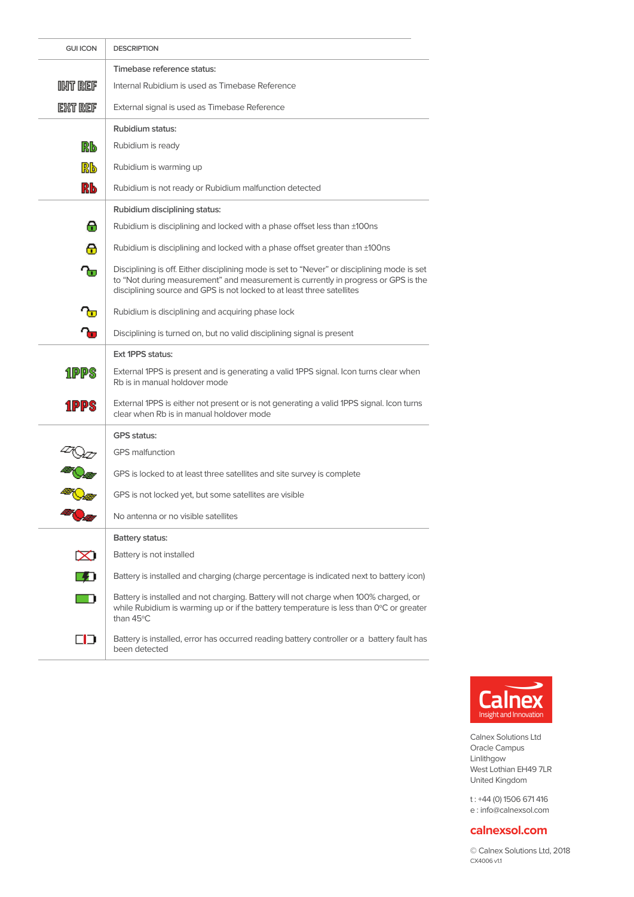| GUI ICON | DESCRIPTION |
|---|---|
| | Timebase reference status: |
| INT REF | Internal Rubidium is used as Timebase Reference |
| EXT REF | External signal is used as Timebase Reference |
| | Rubidium status: |
| Rb | Rubidium is ready |
| Rb | Rubidium is warming up |
| Rb | Rubidium is not ready or Rubidium malfunction detected |
| | Rubidium disciplining status: |
| | Rubidium is disciplining and locked with a phase offset less than ±100ns |
| | Rubidium is disciplining and locked with a phase offset greater than ±100ns |
| | Disciplining is off. Either disciplining mode is set to “Never” or disciplining mode is set to “Not during measurement” and measurement is currently in progress or GPS is the disciplining source and GPS is not locked to at least three satellites |
| | Rubidium is disciplining and acquiring phase lock |
| | Disciplining is turned on, but no valid disciplining signal is present |
| | Ext 1PPS status: |
| 1PPS | External 1PPS is present and is generating a valid 1PPS signal. Icon turns clear when Rb is in manual holdover mode |
| 1PPS | External 1PPS is either not present or is not generating a valid 1PPS signal. Icon turns clear when Rb is in manual holdover mode |
| | GPS status: |
| | GPS malfunction |
| | GPS is locked to at least three satellites and site survey is complete |
| | GPS is not locked yet, but some satellites are visible |
| | No antenna or no visible satellites |
| | Battery status: |
| | Battery is not installed |
| | Battery is installed and charging (charge percentage is indicated next to battery icon) |
| | Battery is installed and not charging. Battery will not charge when 100% charged, or while Rubidium is warming up or if the battery temperature is less than 0°C or greater than 45°C |
| | Battery is installed, error has occurred reading battery controller or a battery fault has been detected |

Calnex
Insight and Innovation

Calnex Solutions Ltd
Oracle Campus
Linlithgow
West Lothian EH49 7LR
United Kingdom

t : +44 (0) 1506 671 416
e : info@calnexsol.com

**calnexsol.com**

© Calnex Solutions Ltd, 2018
CX4006 v1.1